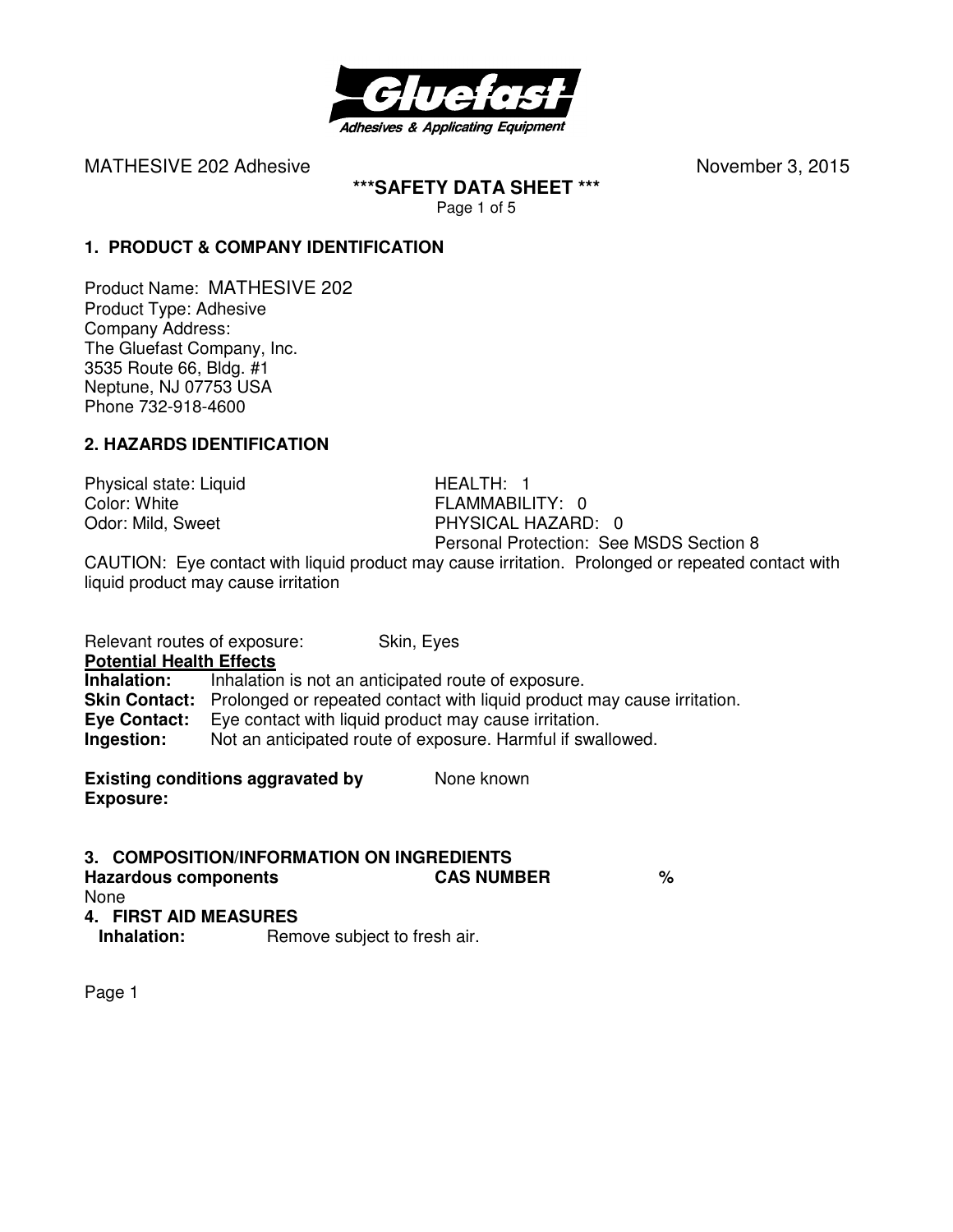MATHESIVE 202 Adhesive November 3, 2015

**\*\*\*SAFETY DATA SHEET \*\*\***

## 1. PRODUCT & COMPANY IDENTIFICATION

Product Name: MATHESIVE 202
Product Type: Adhesive
Company Address:
The Gluefast Company, Inc.
3535 Route 66, Bldg. #1
Neptune, NJ 07753 USA
Phone 732-918-4600

## 2. HAZARDS IDENTIFICATION

Physical state: Liquid
Color: White
Odor: Mild, Sweet

HEALTH: 1
FLAMMABILITY: 0
PHYSICAL HAZARD: 0
Personal Protection: See MSDS Section 8

CAUTION: Eye contact with liquid product may cause irritation. Prolonged or repeated contact with liquid product may cause irritation

Relevant routes of exposure: Skin, Eyes

**Potential Health Effects**

**Inhalation:** Inhalation is not an anticipated route of exposure.
**Skin Contact:** Prolonged or repeated contact with liquid product may cause irritation.
**Eye Contact:** Eye contact with liquid product may cause irritation.
**Ingestion:** Not an anticipated route of exposure. Harmful if swallowed.

**Existing conditions aggravated by Exposure:** None known

## 3. COMPOSITION/INFORMATION ON INGREDIENTS

| Hazardous components | CAS NUMBER | % |
|---|---|---|
| None | | |

## 4. FIRST AID MEASURES

**Inhalation:** Remove subject to fresh air.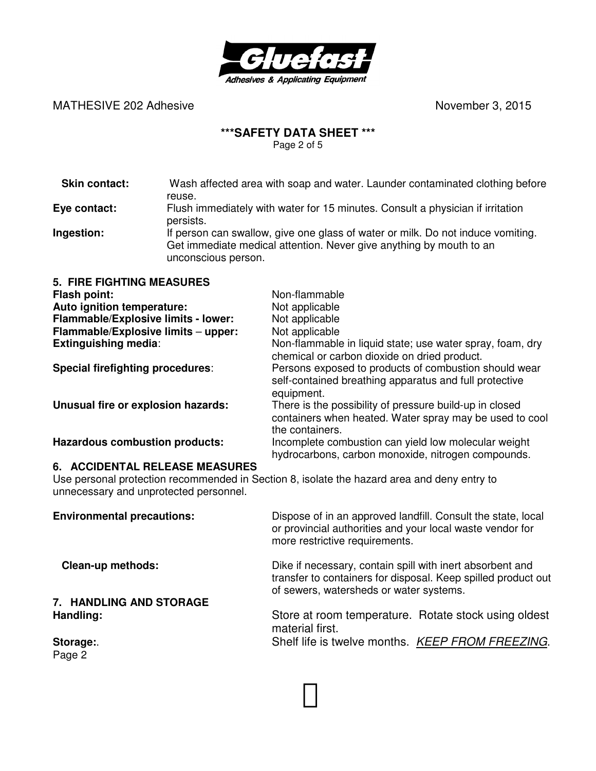**Skin contact:** Wash affected area with soap and water. Launder contaminated clothing before reuse.

**Eye contact:** Flush immediately with water for 15 minutes. Consult a physician if irritation persists.

**Ingestion:** If person can swallow, give one glass of water or milk. Do not induce vomiting. Get immediate medical attention. Never give anything by mouth to an unconscious person.

## 5. FIRE FIGHTING MEASURES

**Flash point:** Non-flammable

**Auto ignition temperature:** Not applicable

**Flammable/Explosive limits - lower:** Not applicable

**Flammable/Explosive limits – upper:** Not applicable

**Extinguishing media**: Non-flammable in liquid state; use water spray, foam, dry chemical or carbon dioxide on dried product.

**Special firefighting procedures**: Persons exposed to products of combustion should wear self-contained breathing apparatus and full protective equipment.

**Unusual fire or explosion hazards:** There is the possibility of pressure build-up in closed containers when heated. Water spray may be used to cool the containers.

**Hazardous combustion products:** Incomplete combustion can yield low molecular weight hydrocarbons, carbon monoxide, nitrogen compounds.

## 6. ACCIDENTAL RELEASE MEASURES

Use personal protection recommended in Section 8, isolate the hazard area and deny entry to unnecessary and unprotected personnel.

**Environmental precautions:** Dispose of in an approved landfill. Consult the state, local or provincial authorities and your local waste vendor for more restrictive requirements.

**Clean-up methods:** Dike if necessary, contain spill with inert absorbent and transfer to containers for disposal. Keep spilled product out of sewers, watersheds or water systems.

## 7. HANDLING AND STORAGE

**Handling:** Store at room temperature. Rotate stock using oldest material first.

**Storage:**. Shelf life is twelve months. *KEEP FROM FREEZING*.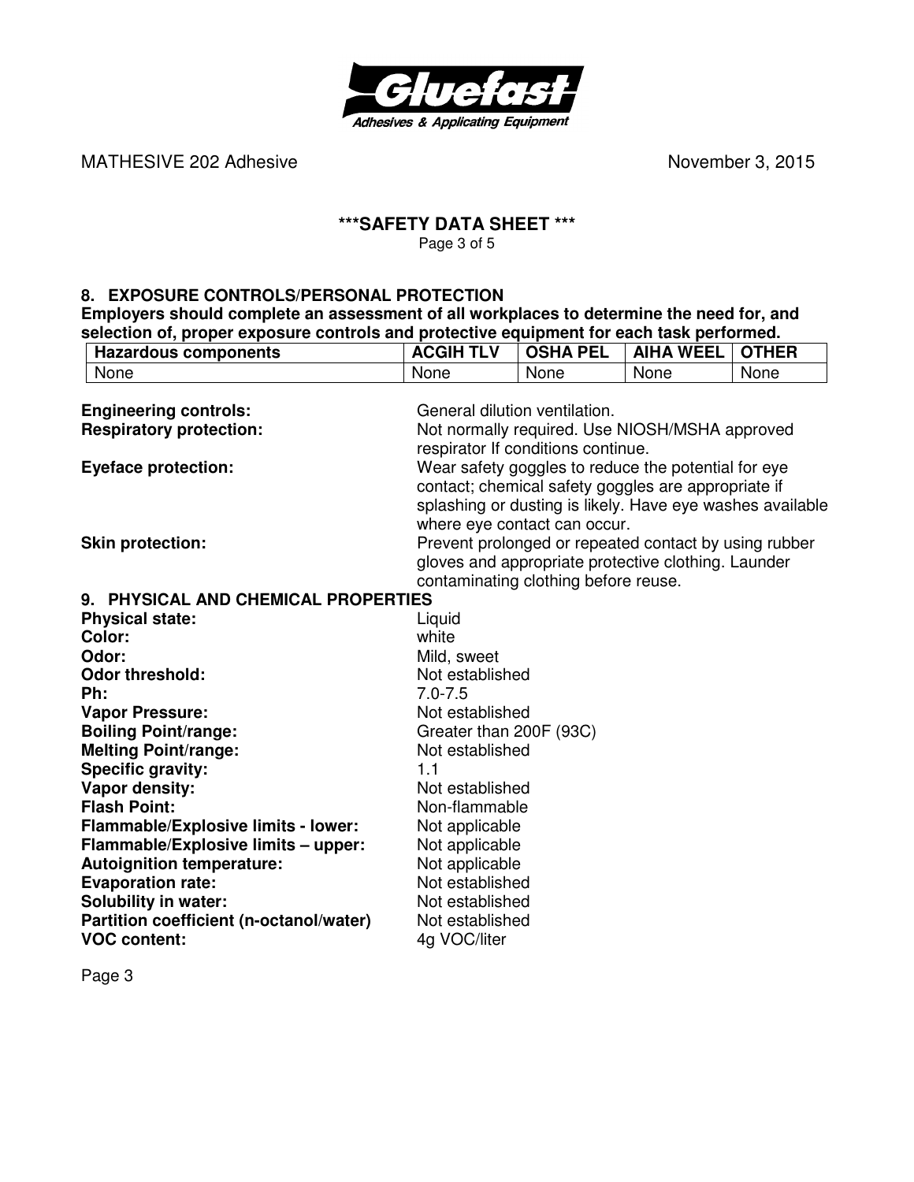MATHESIVE 202 Adhesive November 3, 2015

## ***SAFETY DATA SHEET ***

## 8. EXPOSURE CONTROLS/PERSONAL PROTECTION

**Employers should complete an assessment of all workplaces to determine the need for, and selection of, proper exposure controls and protective equipment for each task performed.**

| Hazardous components | ACGIH TLV | OSHA PEL | AIHA WEEL | OTHER |
|---|---|---|---|---|
| None | None | None | None | None |

**Engineering controls:** General dilution ventilation.

**Respiratory protection:** Not normally required. Use NIOSH/MSHA approved respirator If conditions continue.

**Eyeface protection:** Wear safety goggles to reduce the potential for eye contact; chemical safety goggles are appropriate if splashing or dusting is likely. Have eye washes available where eye contact can occur.

**Skin protection:** Prevent prolonged or repeated contact by using rubber gloves and appropriate protective clothing. Launder contaminating clothing before reuse.

## 9. PHYSICAL AND CHEMICAL PROPERTIES

**Physical state:** Liquid
**Color:** white
**Odor:** Mild, sweet
**Odor threshold:** Not established
**Ph:** 7.0-7.5
**Vapor Pressure:** Not established
**Boiling Point/range:** Greater than 200F (93C)
**Melting Point/range:** Not established
**Specific gravity:** 1.1
**Vapor density:** Not established
**Flash Point:** Non-flammable
**Flammable/Explosive limits - lower:** Not applicable
**Flammable/Explosive limits – upper:** Not applicable
**Autoignition temperature:** Not applicable
**Evaporation rate:** Not established
**Solubility in water:** Not established
**Partition coefficient (n-octanol/water)** Not established
**VOC content:** 4g VOC/liter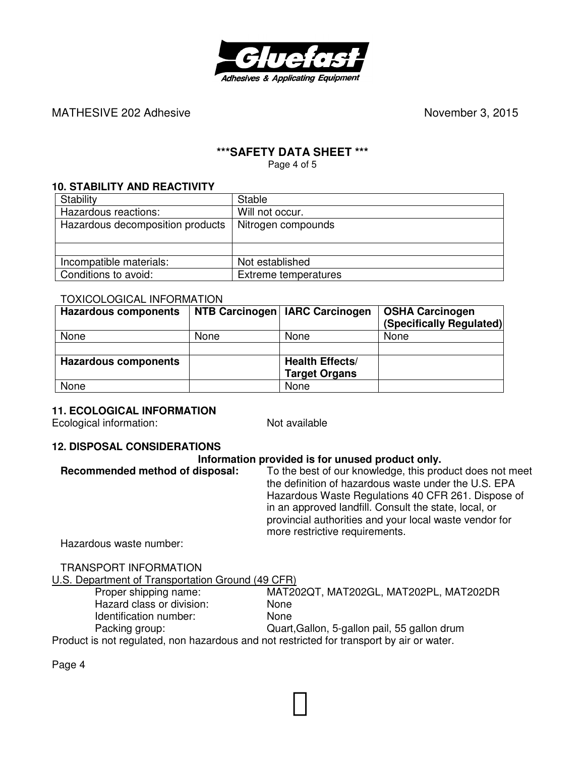MATHESIVE 202 Adhesive November 3, 2015

## ***SAFETY DATA SHEET ***

### 10. STABILITY AND REACTIVITY

| Stability | Stable |
|---|---|
| Hazardous reactions: | Will not occur. |
| Hazardous decomposition products | Nitrogen compounds |
| | |
| Incompatible materials: | Not established |
| Conditions to avoid: | Extreme temperatures |

TOXICOLOGICAL INFORMATION

| **Hazardous components** | **NTB Carcinogen** | **IARC Carcinogen** | **OSHA Carcinogen (Specifically Regulated)** |
|---|---|---|---|
| None | None | None | None |
| | | | |
| **Hazardous components** | | **Health Effects/ Target Organs** | |
| None | | None | |

### 11. ECOLOGICAL INFORMATION

Ecological information: Not available

### 12. DISPOSAL CONSIDERATIONS

**Information provided is for unused product only.**

**Recommended method of disposal:** To the best of our knowledge, this product does not meet the definition of hazardous waste under the U.S. EPA Hazardous Waste Regulations 40 CFR 261. Dispose of in an approved landfill. Consult the state, local, or provincial authorities and your local waste vendor for more restrictive requirements.

Hazardous waste number:

TRANSPORT INFORMATION

U.S. Department of Transportation Ground (49 CFR)

| | |
|---|---|
| Proper shipping name: | MAT202QT, MAT202GL, MAT202PL, MAT202DR |
| Hazard class or division: | None |
| Identification number: | None |
| Packing group: | Quart,Gallon, 5-gallon pail, 55 gallon drum |

Product is not regulated, non hazardous and not restricted for transport by air or water.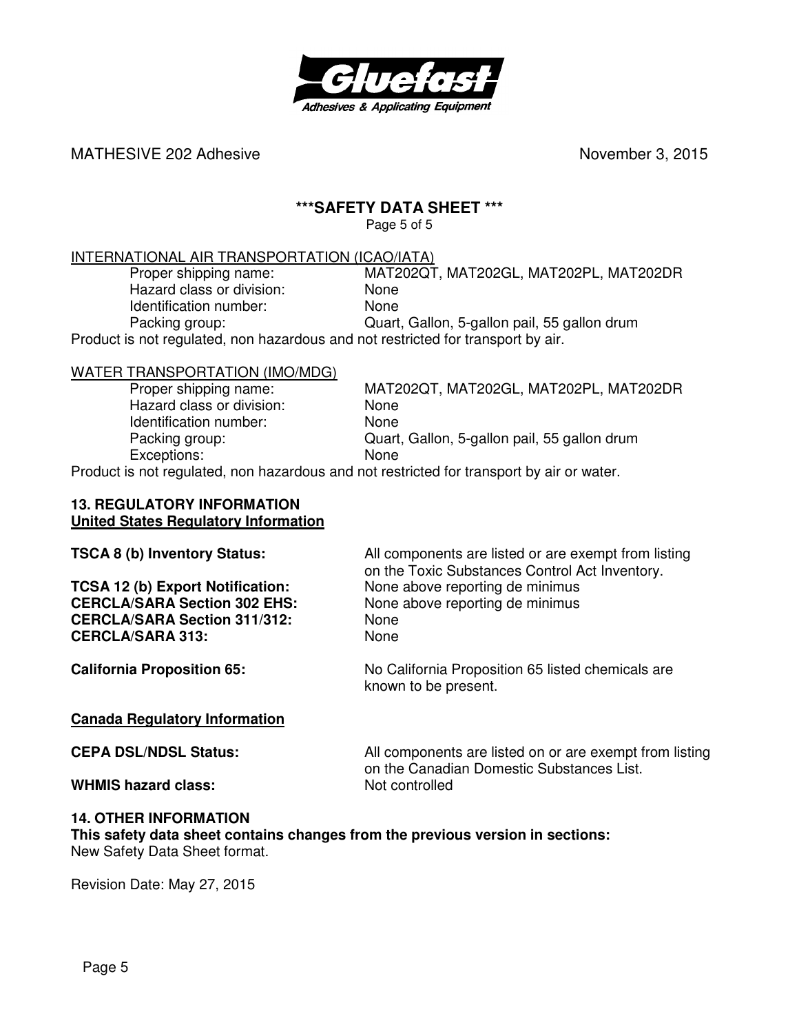**MATHESIVE 202 Adhesive** November 3, 2015

## ***SAFETY DATA SHEET ***

INTERNATIONAL AIR TRANSPORTATION (ICAO/IATA)

| | |
|---|---|
| Proper shipping name: | MAT202QT, MAT202GL, MAT202PL, MAT202DR |
| Hazard class or division: | None |
| Identification number: | None |
| Packing group: | Quart, Gallon, 5-gallon pail, 55 gallon drum |

Product is not regulated, non hazardous and not restricted for transport by air.

WATER TRANSPORTATION (IMO/MDG)

| | |
|---|---|
| Proper shipping name: | MAT202QT, MAT202GL, MAT202PL, MAT202DR |
| Hazard class or division: | None |
| Identification number: | None |
| Packing group: | Quart, Gallon, 5-gallon pail, 55 gallon drum |
| Exceptions: | None |

Product is not regulated, non hazardous and not restricted for transport by air or water.

### 13. REGULATORY INFORMATION

**United States Regulatory Information**

| | |
|---|---|
| **TSCA 8 (b) Inventory Status:** | All components are listed or are exempt from listing on the Toxic Substances Control Act Inventory. |
| **TCSA 12 (b) Export Notification:** | None above reporting de minimus |
| **CERCLA/SARA Section 302 EHS:** | None above reporting de minimus |
| **CERCLA/SARA Section 311/312:** | None |
| **CERCLA/SARA 313:** | None |
| **California Proposition 65:** | No California Proposition 65 listed chemicals are known to be present. |

**Canada Regulatory Information**

| | |
|---|---|
| **CEPA DSL/NDSL Status:** | All components are listed on or are exempt from listing on the Canadian Domestic Substances List. |
| **WHMIS hazard class:** | Not controlled |

### 14. OTHER INFORMATION

**This safety data sheet contains changes from the previous version in sections:**
New Safety Data Sheet format.

Revision Date: May 27, 2015